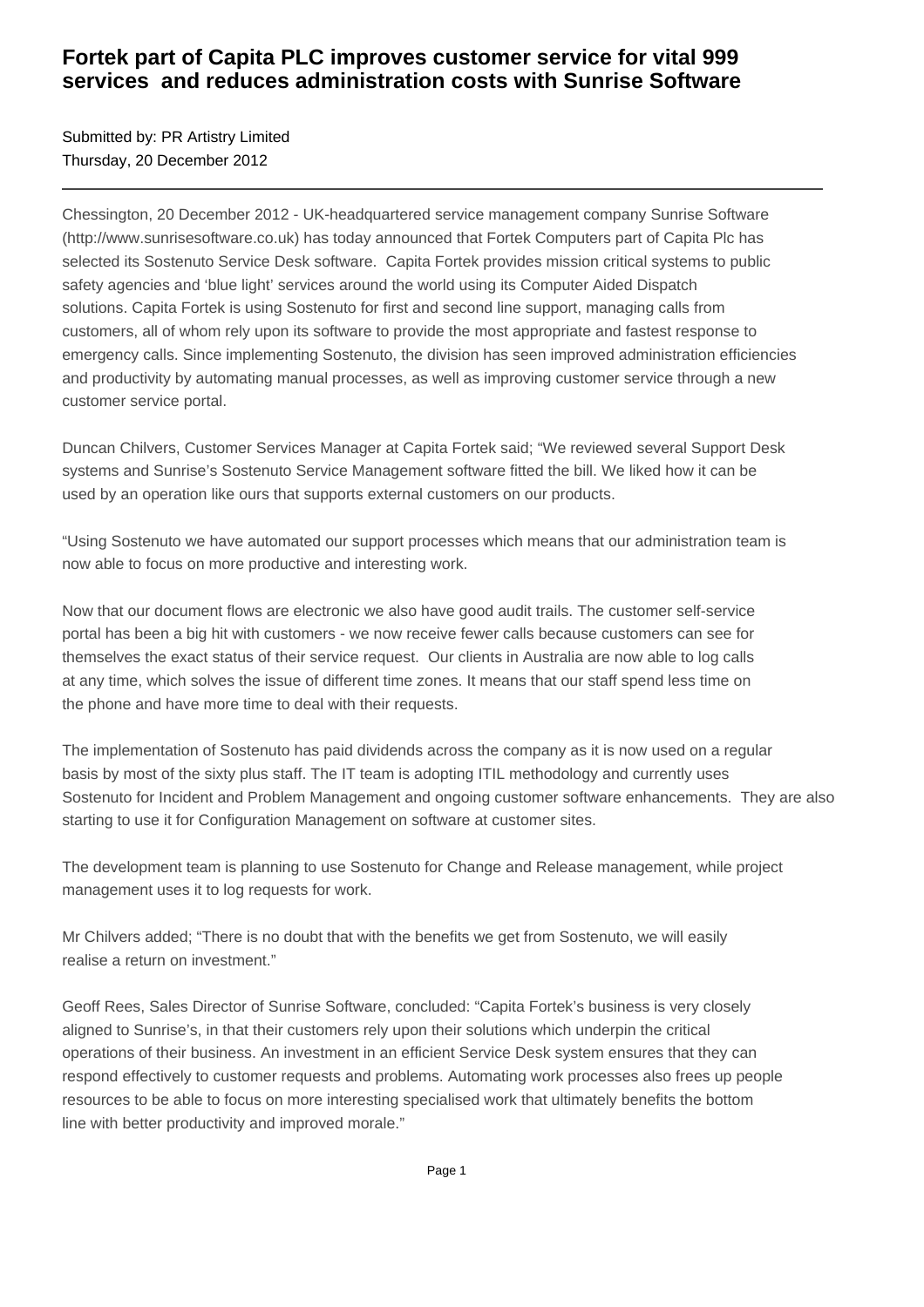# Fortek part of Capita PLC improves customer service for vital 999 services and reduces administration costs with Sunrise Software

Submitted by: PR Artistry Limited
Thursday, 20 December 2012

---

Chessington, 20 December 2012 - UK-headquartered service management company Sunrise Software (http://www.sunrisesoftware.co.uk) has today announced that Fortek Computers part of Capita Plc has selected its Sostenuto Service Desk software. Capita Fortek provides mission critical systems to public safety agencies and 'blue light' services around the world using its Computer Aided Dispatch solutions. Capita Fortek is using Sostenuto for first and second line support, managing calls from customers, all of whom rely upon its software to provide the most appropriate and fastest response to emergency calls. Since implementing Sostenuto, the division has seen improved administration efficiencies and productivity by automating manual processes, as well as improving customer service through a new customer service portal.

Duncan Chilvers, Customer Services Manager at Capita Fortek said; "We reviewed several Support Desk systems and Sunrise's Sostenuto Service Management software fitted the bill. We liked how it can be used by an operation like ours that supports external customers on our products.

"Using Sostenuto we have automated our support processes which means that our administration team is now able to focus on more productive and interesting work.

Now that our document flows are electronic we also have good audit trails. The customer self-service portal has been a big hit with customers - we now receive fewer calls because customers can see for themselves the exact status of their service request. Our clients in Australia are now able to log calls at any time, which solves the issue of different time zones. It means that our staff spend less time on the phone and have more time to deal with their requests.

The implementation of Sostenuto has paid dividends across the company as it is now used on a regular basis by most of the sixty plus staff. The IT team is adopting ITIL methodology and currently uses Sostenuto for Incident and Problem Management and ongoing customer software enhancements. They are also starting to use it for Configuration Management on software at customer sites.

The development team is planning to use Sostenuto for Change and Release management, while project management uses it to log requests for work.

Mr Chilvers added; "There is no doubt that with the benefits we get from Sostenuto, we will easily realise a return on investment."

Geoff Rees, Sales Director of Sunrise Software, concluded: "Capita Fortek's business is very closely aligned to Sunrise's, in that their customers rely upon their solutions which underpin the critical operations of their business. An investment in an efficient Service Desk system ensures that they can respond effectively to customer requests and problems. Automating work processes also frees up people resources to be able to focus on more interesting specialised work that ultimately benefits the bottom line with better productivity and improved morale."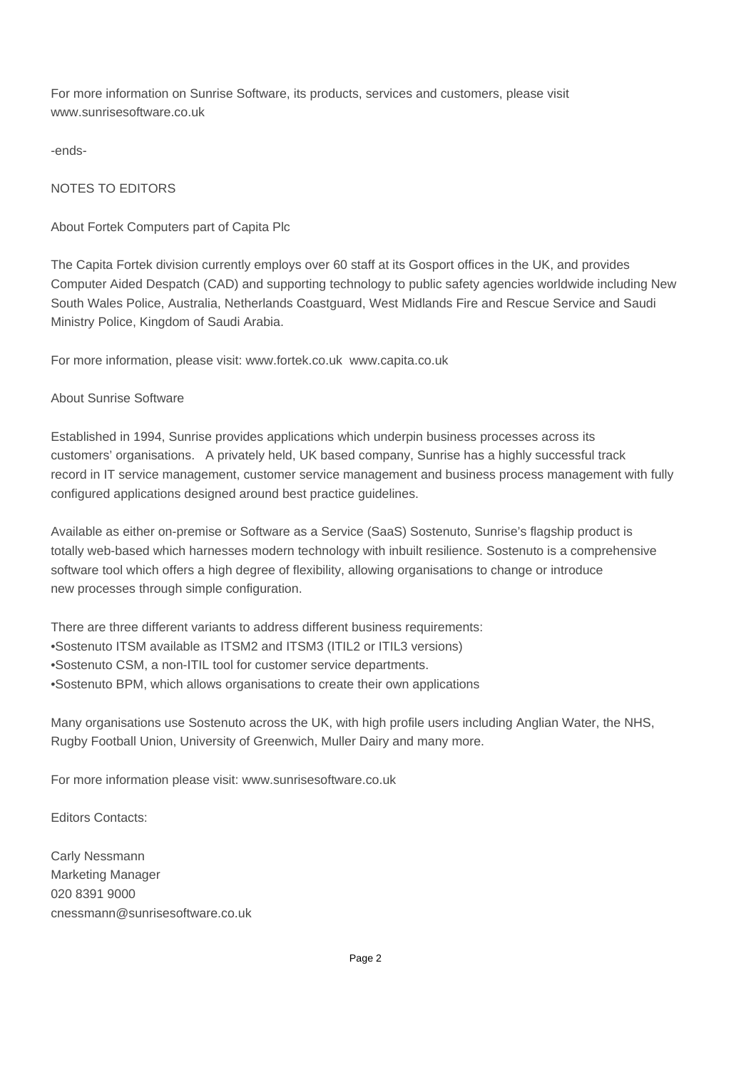For more information on Sunrise Software, its products, services and customers, please visit www.sunrisesoftware.co.uk

-ends-

NOTES TO EDITORS

About Fortek Computers part of Capita Plc

The Capita Fortek division currently employs over 60 staff at its Gosport offices in the UK, and provides Computer Aided Despatch (CAD) and supporting technology to public safety agencies worldwide including New South Wales Police, Australia, Netherlands Coastguard, West Midlands Fire and Rescue Service and Saudi Ministry Police, Kingdom of Saudi Arabia.

For more information, please visit: www.fortek.co.uk  www.capita.co.uk

About Sunrise Software

Established in 1994, Sunrise provides applications which underpin business processes across its customers' organisations.  A privately held, UK based company, Sunrise has a highly successful track record in IT service management, customer service management and business process management with fully configured applications designed around best practice guidelines.

Available as either on-premise or Software as a Service (SaaS) Sostenuto, Sunrise's flagship product is totally web-based which harnesses modern technology with inbuilt resilience. Sostenuto is a comprehensive software tool which offers a high degree of flexibility, allowing organisations to change or introduce new processes through simple configuration.

There are three different variants to address different business requirements:
- Sostenuto ITSM available as ITSM2 and ITSM3 (ITIL2 or ITIL3 versions)
- Sostenuto CSM, a non-ITIL tool for customer service departments.
- Sostenuto BPM, which allows organisations to create their own applications

Many organisations use Sostenuto across the UK, with high profile users including Anglian Water, the NHS, Rugby Football Union, University of Greenwich, Muller Dairy and many more.

For more information please visit: www.sunrisesoftware.co.uk

Editors Contacts:

Carly Nessmann
Marketing Manager
020 8391 9000
cnessmann@sunrisesoftware.co.uk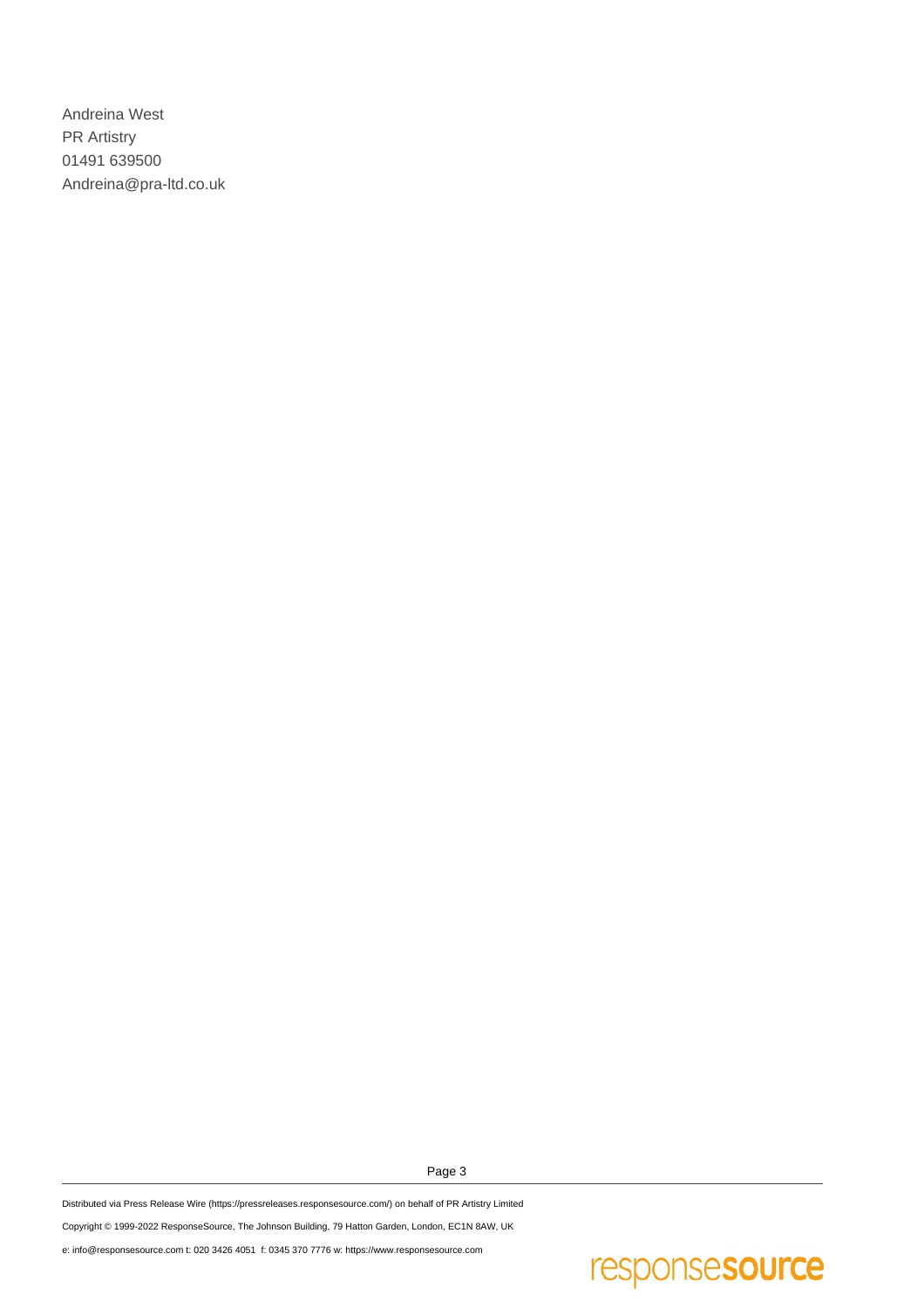Andreina West
PR Artistry
01491 639500
Andreina@pra-ltd.co.uk